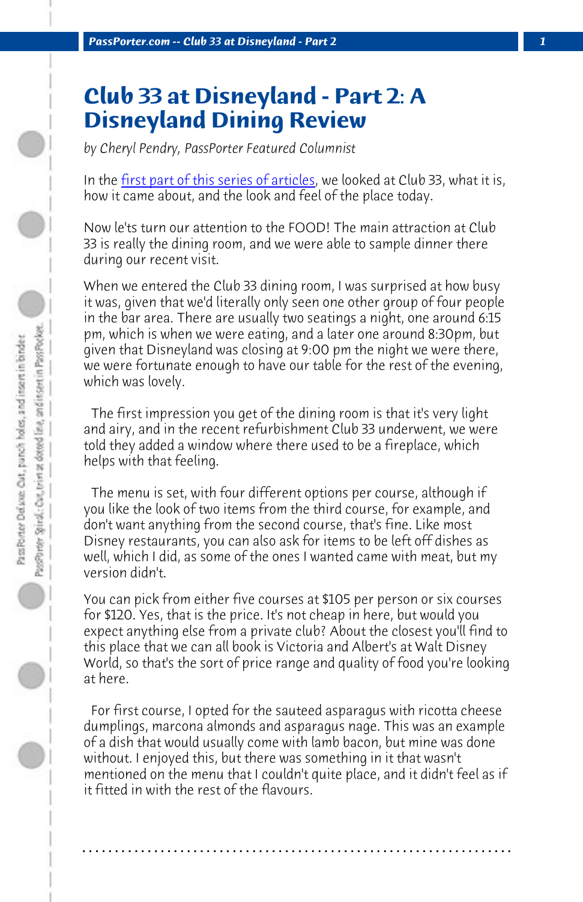# Club 33 at Disneyland - Part 2: A Disneyland Dining Review

*by Cheryl Pendry, PassPorter Featured Columnist*

In the first part of this series of articles, we looked at Club 33, what it is, how it came about, and the look and feel of the place today.

Now le'ts turn our attention to the FOOD! The main attraction at Club 33 is really the dining room, and we were able to sample dinner there during our recent visit.

When we entered the Club 33 dining room, I was surprised at how busy it was, given that we'd literally only seen one other group of four people in the bar area. There are usually two seatings a night, one around 6:15 pm, which is when we were eating, and a later one around 8:30pm, but given that Disneyland was closing at 9:00 pm the night we were there, we were fortunate enough to have our table for the rest of the evening, which was lovely.

The first impression you get of the dining room is that it's very light and airy, and in the recent refurbishment Club 33 underwent, we were told they added a window where there used to be a fireplace, which helps with that feeling.

The menu is set, with four different options per course, although if you like the look of two items from the third course, for example, and don't want anything from the second course, that's fine. Like most Disney restaurants, you can also ask for items to be left off dishes as well, which I did, as some of the ones I wanted came with meat, but my version didn't.

You can pick from either five courses at $105 per person or six courses for $120. Yes, that is the price. It's not cheap in here, but would you expect anything else from a private club? About the closest you'll find to this place that we can all book is Victoria and Albert's at Walt Disney World, so that's the sort of price range and quality of food you're looking at here.

For first course, I opted for the sauteed asparagus with ricotta cheese dumplings, marcona almonds and asparagus nage. This was an example of a dish that would usually come with lamb bacon, but mine was done without. I enjoyed this, but there was something in it that wasn't mentioned on the menu that I couldn't quite place, and it didn't feel as if it fitted in with the rest of the flavours.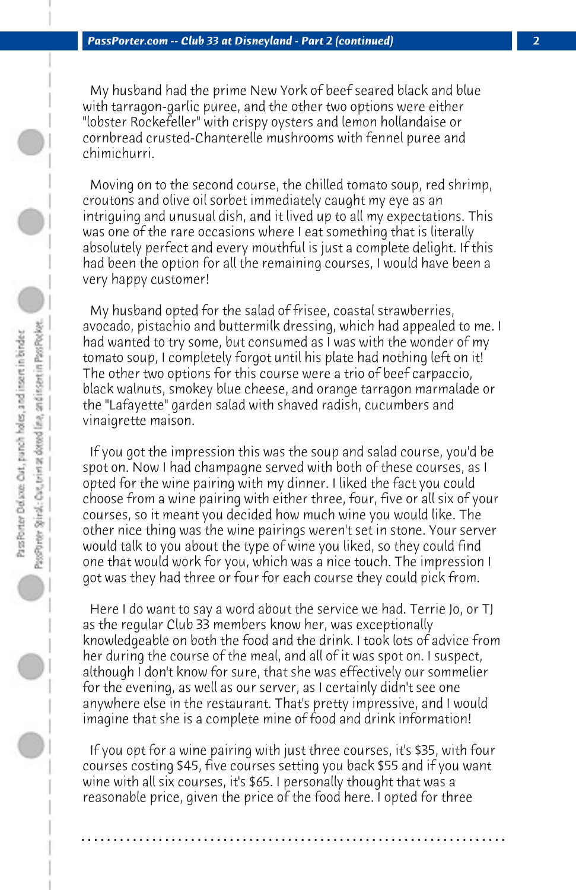My husband had the prime New York of beef seared black and blue with tarragon-garlic puree, and the other two options were either "lobster Rockefeller" with crispy oysters and lemon hollandaise or cornbread crusted-Chanterelle mushrooms with fennel puree and chimichurri.

Moving on to the second course, the chilled tomato soup, red shrimp, croutons and olive oil sorbet immediately caught my eye as an intriguing and unusual dish, and it lived up to all my expectations. This was one of the rare occasions where I eat something that is literally absolutely perfect and every mouthful is just a complete delight. If this had been the option for all the remaining courses, I would have been a very happy customer!

My husband opted for the salad of frisee, coastal strawberries, avocado, pistachio and buttermilk dressing, which had appealed to me. I had wanted to try some, but consumed as I was with the wonder of my tomato soup, I completely forgot until his plate had nothing left on it! The other two options for this course were a trio of beef carpaccio, black walnuts, smokey blue cheese, and orange tarragon marmalade or the "Lafayette" garden salad with shaved radish, cucumbers and vinaigrette maison.

If you got the impression this was the soup and salad course, you'd be spot on. Now I had champagne served with both of these courses, as I opted for the wine pairing with my dinner. I liked the fact you could choose from a wine pairing with either three, four, five or all six of your courses, so it meant you decided how much wine you would like. The other nice thing was the wine pairings weren't set in stone. Your server would talk to you about the type of wine you liked, so they could find one that would work for you, which was a nice touch. The impression I got was they had three or four for each course they could pick from.

Here I do want to say a word about the service we had. Terrie Jo, or TJ as the regular Club 33 members know her, was exceptionally knowledgeable on both the food and the drink. I took lots of advice from her during the course of the meal, and all of it was spot on. I suspect, although I don't know for sure, that she was effectively our sommelier for the evening, as well as our server, as I certainly didn't see one anywhere else in the restaurant. That's pretty impressive, and I would imagine that she is a complete mine of food and drink information!

If you opt for a wine pairing with just three courses, it's $35, with four courses costing $45, five courses setting you back $55 and if you want wine with all six courses, it's $65. I personally thought that was a reasonable price, given the price of the food here. I opted for three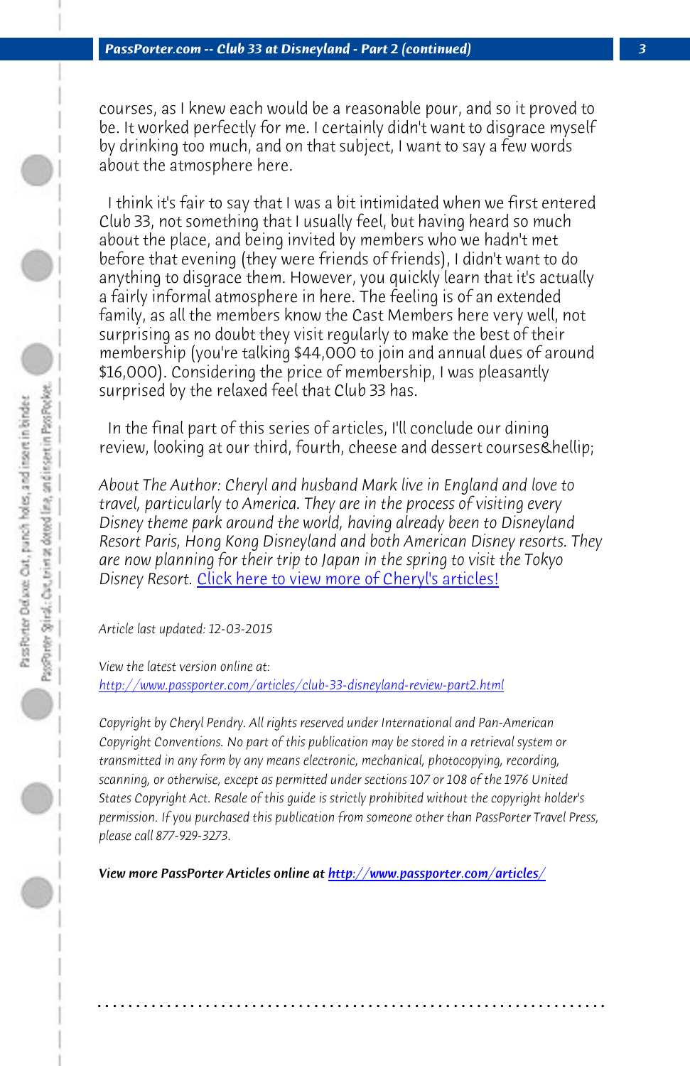courses, as I knew each would be a reasonable pour, and so it proved to be. It worked perfectly for me. I certainly didn't want to disgrace myself by drinking too much, and on that subject, I want to say a few words about the atmosphere here.

I think it's fair to say that I was a bit intimidated when we first entered Club 33, not something that I usually feel, but having heard so much about the place, and being invited by members who we hadn't met before that evening (they were friends of friends), I didn't want to do anything to disgrace them. However, you quickly learn that it's actually a fairly informal atmosphere in here. The feeling is of an extended family, as all the members know the Cast Members here very well, not surprising as no doubt they visit regularly to make the best of their membership (you're talking $44,000 to join and annual dues of around $16,000). Considering the price of membership, I was pleasantly surprised by the relaxed feel that Club 33 has.

In the final part of this series of articles, I'll conclude our dining review, looking at our third, fourth, cheese and dessert courses&hellip;

*About The Author: Cheryl and husband Mark live in England and love to travel, particularly to America. They are in the process of visiting every Disney theme park around the world, having already been to Disneyland Resort Paris, Hong Kong Disneyland and both American Disney resorts. They are now planning for their trip to Japan in the spring to visit the Tokyo Disney Resort.* Click here to view more of Cheryl's articles!

*Article last updated: 12-03-2015*

*View the latest version online at:*
http://www.passporter.com/articles/club-33-disneyland-review-part2.html

*Copyright by Cheryl Pendry. All rights reserved under International and Pan-American Copyright Conventions. No part of this publication may be stored in a retrieval system or transmitted in any form by any means electronic, mechanical, photocopying, recording, scanning, or otherwise, except as permitted under sections 107 or 108 of the 1976 United States Copyright Act. Resale of this guide is strictly prohibited without the copyright holder's permission. If you purchased this publication from someone other than PassPorter Travel Press, please call 877-929-3273.*

***View more PassPorter Articles online at http://www.passporter.com/articles/***